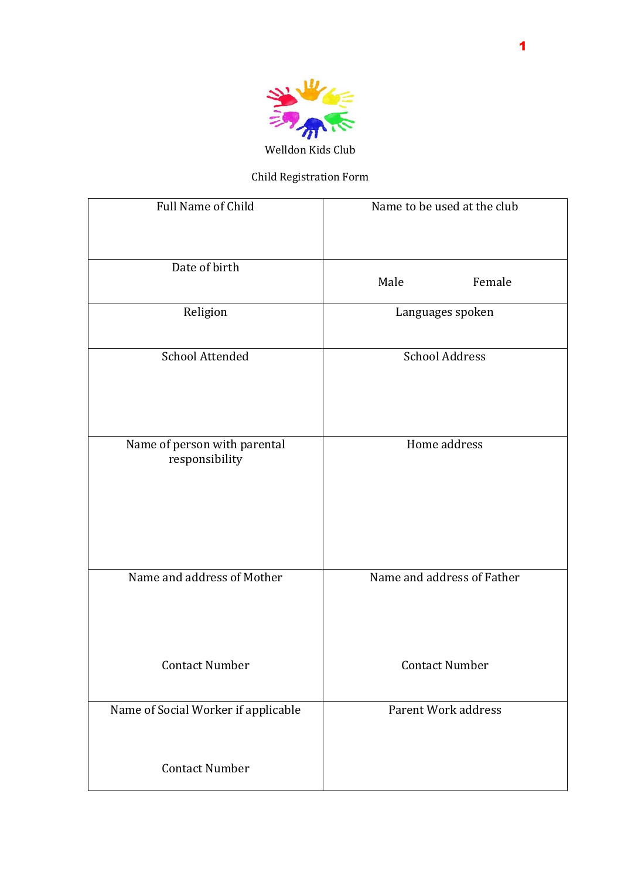Welldon Kids Club

Child Registration Form

| Full Name of Child | Name to be used at the club |
|---|---|
| Date of birth | Male Female |
| Religion | Languages spoken |
| School Attended | School Address |
| Name of person with parental responsibility | Home address |
| Name and address of Mother<br><br>Contact Number | Name and address of Father<br><br>Contact Number |
| Name of Social Worker if applicable<br><br>Contact Number | Parent Work address |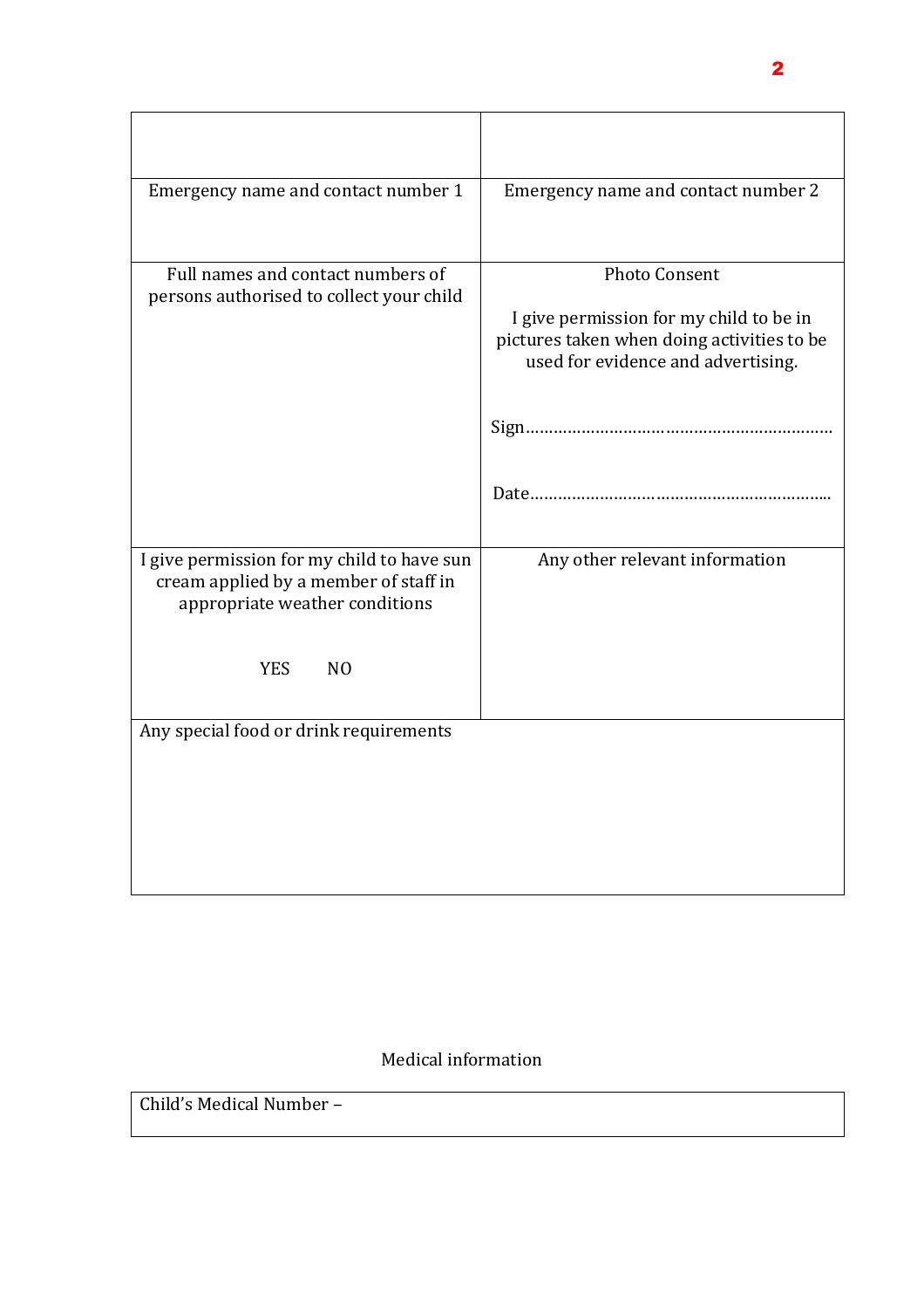| | |
|---|---|
| Emergency name and contact number 1 | Emergency name and contact number 2 |
| Full names and contact numbers of persons authorised to collect your child | Photo Consent<br><br>I give permission for my child to be in pictures taken when doing activities to be used for evidence and advertising.<br><br>Sign……………………………………………………….<br><br>Date……………………………………………………... |
| I give permission for my child to have sun cream applied by a member of staff in appropriate weather conditions<br><br>YES NO | Any other relevant information |
| Any special food or drink requirements | |

Medical information

| Child's Medical Number – |
|---|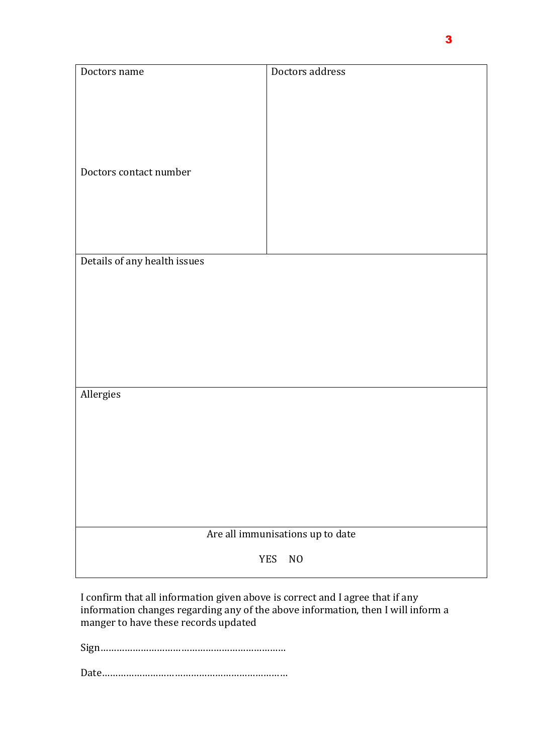| Doctors name<br><br><br><br>Doctors contact number | Doctors address |
| --- | --- |
| Details of any health issues | |
| Allergies | |
| Are all immunisations up to date<br><br>YES NO | |

I confirm that all information given above is correct and I agree that if any information changes regarding any of the above information, then I will inform a manger to have these records updated

Sign……………………………………………………………

Date……………………………………………………………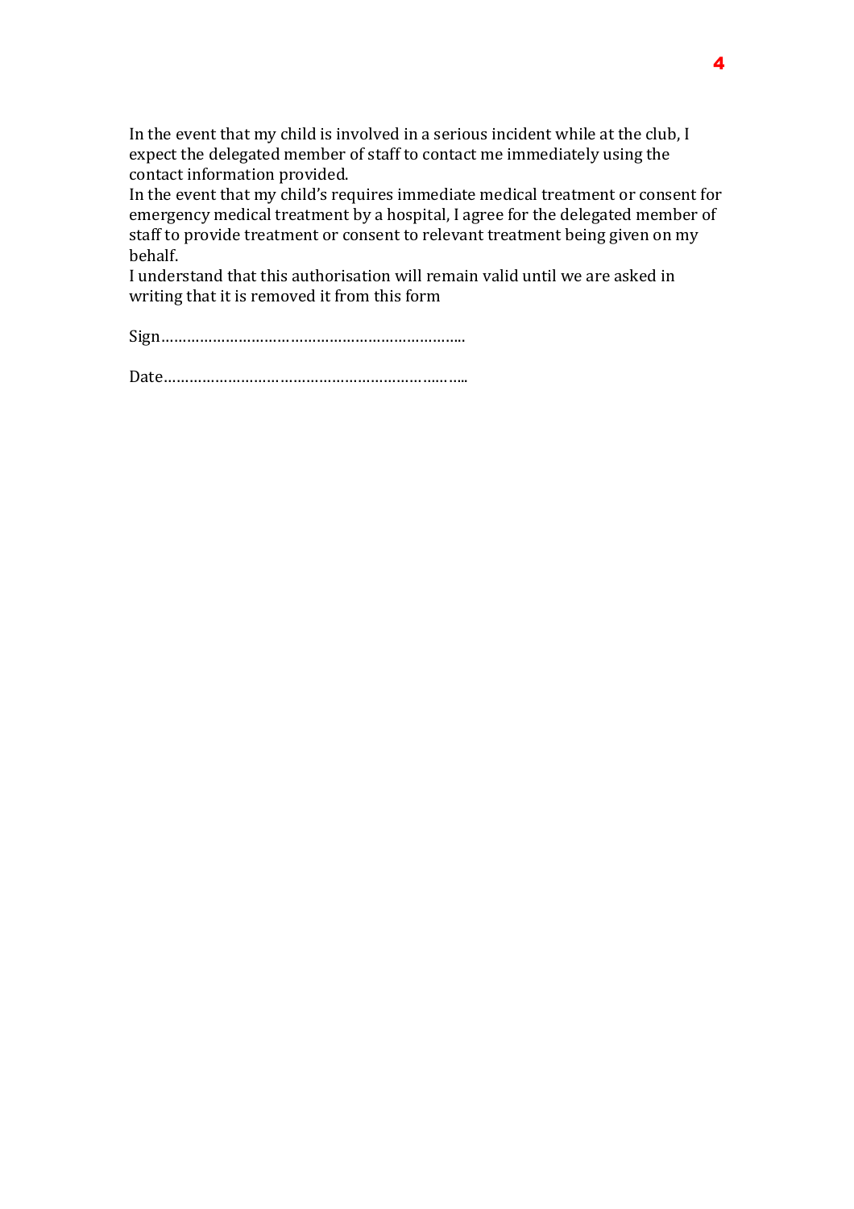In the event that my child is involved in a serious incident while at the club, I expect the delegated member of staff to contact me immediately using the contact information provided.

In the event that my child's requires immediate medical treatment or consent for emergency medical treatment by a hospital, I agree for the delegated member of staff to provide treatment or consent to relevant treatment being given on my behalf.

I understand that this authorisation will remain valid until we are asked in writing that it is removed it from this form

Sign…………………………………………………………………..

Date…………………………………………………………….…..